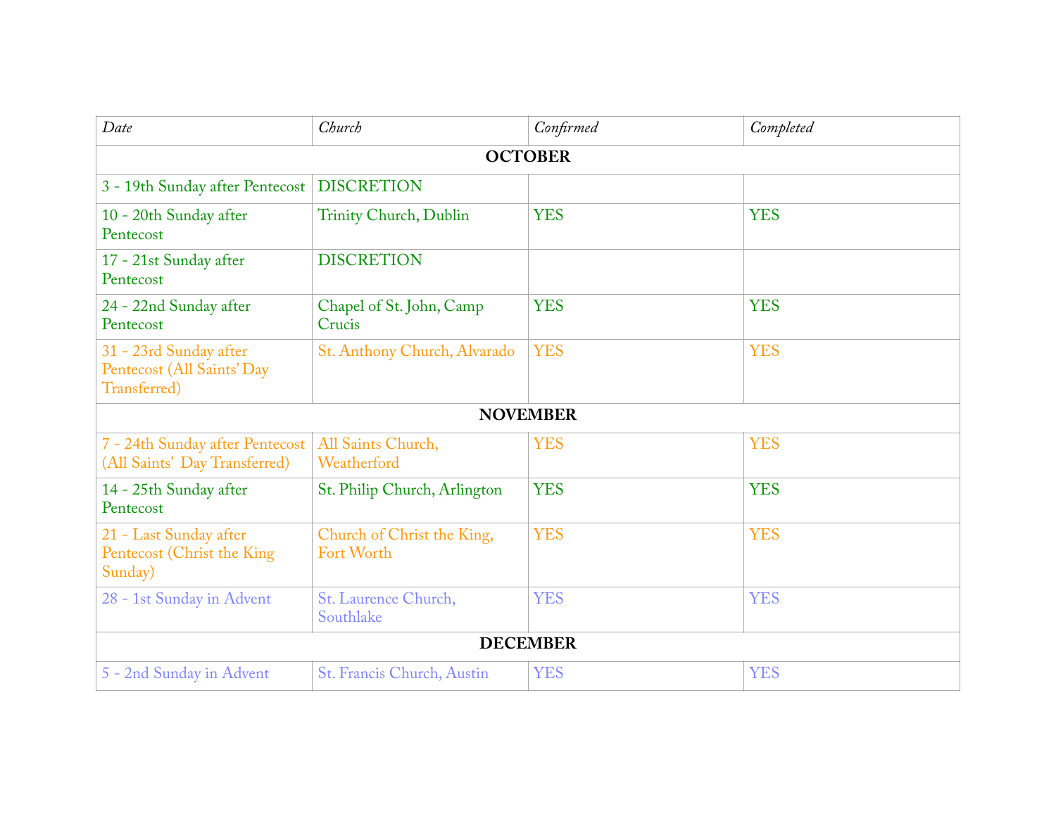| *Date* | *Church* | *Confirmed* | *Completed* |
|---|---|---|---|
| **OCTOBER** | | | |
| 3 - 19th Sunday after Pentecost | DISCRETION | | |
| 10 - 20th Sunday after Pentecost | Trinity Church, Dublin | YES | YES |
| 17 - 21st Sunday after Pentecost | DISCRETION | | |
| 24 - 22nd Sunday after Pentecost | Chapel of St. John, Camp Crucis | YES | YES |
| 31 - 23rd Sunday after Pentecost (All Saints' Day Transferred) | St. Anthony Church, Alvarado | YES | YES |
| **NOVEMBER** | | | |
| 7 - 24th Sunday after Pentecost (All Saints' Day Transferred) | All Saints Church, Weatherford | YES | YES |
| 14 - 25th Sunday after Pentecost | St. Philip Church, Arlington | YES | YES |
| 21 - Last Sunday after Pentecost (Christ the King Sunday) | Church of Christ the King, Fort Worth | YES | YES |
| 28 - 1st Sunday in Advent | St. Laurence Church, Southlake | YES | YES |
| **DECEMBER** | | | |
| 5 - 2nd Sunday in Advent | St. Francis Church, Austin | YES | YES |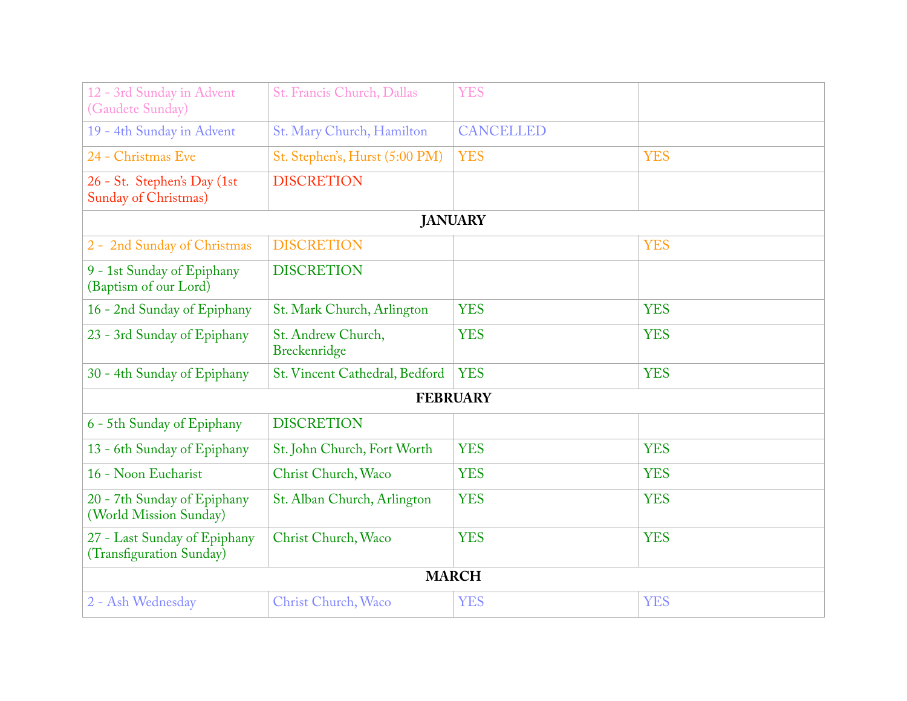| | | | |
|---|---|---|---|
| 12 - 3rd Sunday in Advent (Gaudete Sunday) | St. Francis Church, Dallas | YES | |
| 19 - 4th Sunday in Advent | St. Mary Church, Hamilton | CANCELLED | |
| 24 - Christmas Eve | St. Stephen's, Hurst (5:00 PM) | YES | YES |
| 26 - St. Stephen's Day (1st Sunday of Christmas) | DISCRETION | | |
| **JANUARY** | | | |
| 2 - 2nd Sunday of Christmas | DISCRETION | | YES |
| 9 - 1st Sunday of Epiphany (Baptism of our Lord) | DISCRETION | | |
| 16 - 2nd Sunday of Epiphany | St. Mark Church, Arlington | YES | YES |
| 23 - 3rd Sunday of Epiphany | St. Andrew Church, Breckenridge | YES | YES |
| 30 - 4th Sunday of Epiphany | St. Vincent Cathedral, Bedford | YES | YES |
| **FEBRUARY** | | | |
| 6 - 5th Sunday of Epiphany | DISCRETION | | |
| 13 - 6th Sunday of Epiphany | St. John Church, Fort Worth | YES | YES |
| 16 - Noon Eucharist | Christ Church, Waco | YES | YES |
| 20 - 7th Sunday of Epiphany (World Mission Sunday) | St. Alban Church, Arlington | YES | YES |
| 27 - Last Sunday of Epiphany (Transfiguration Sunday) | Christ Church, Waco | YES | YES |
| **MARCH** | | | |
| 2 - Ash Wednesday | Christ Church, Waco | YES | YES |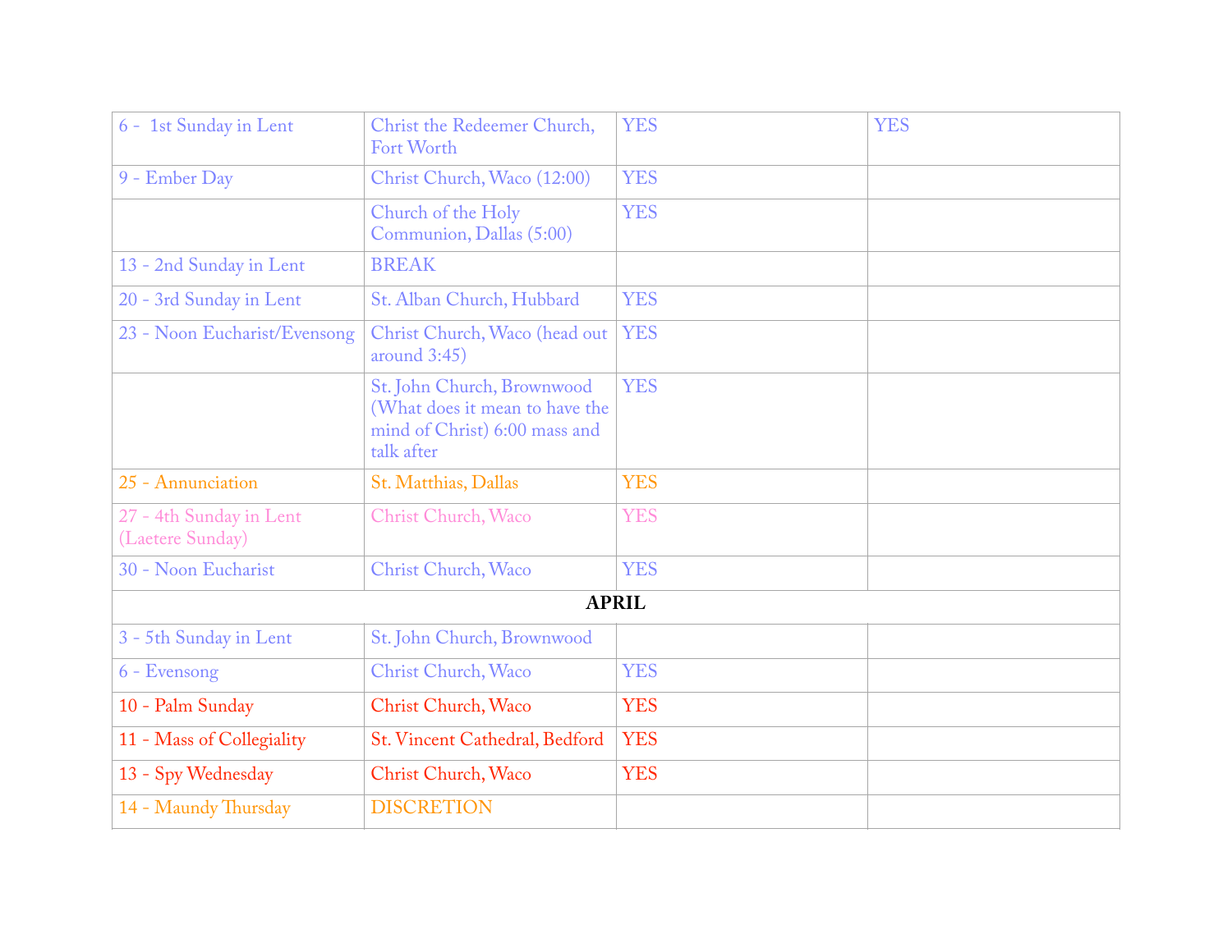| | | | |
|---|---|---|---|
| 6 - 1st Sunday in Lent | Christ the Redeemer Church, Fort Worth | YES | YES |
| 9 - Ember Day | Christ Church, Waco (12:00) | YES | |
| | Church of the Holy Communion, Dallas (5:00) | YES | |
| 13 - 2nd Sunday in Lent | BREAK | | |
| 20 - 3rd Sunday in Lent | St. Alban Church, Hubbard | YES | |
| 23 - Noon Eucharist/Evensong | Christ Church, Waco (head out around 3:45) | YES | |
| | St. John Church, Brownwood (What does it mean to have the mind of Christ) 6:00 mass and talk after | YES | |
| 25 - Annunciation | St. Matthias, Dallas | YES | |
| 27 - 4th Sunday in Lent (Laetere Sunday) | Christ Church, Waco | YES | |
| 30 - Noon Eucharist | Christ Church, Waco | YES | |
| **APRIL** | | | |
| 3 - 5th Sunday in Lent | St. John Church, Brownwood | | |
| 6 - Evensong | Christ Church, Waco | YES | |
| 10 - Palm Sunday | Christ Church, Waco | YES | |
| 11 - Mass of Collegiality | St. Vincent Cathedral, Bedford | YES | |
| 13 - Spy Wednesday | Christ Church, Waco | YES | |
| 14 - Maundy Thursday | DISCRETION | | |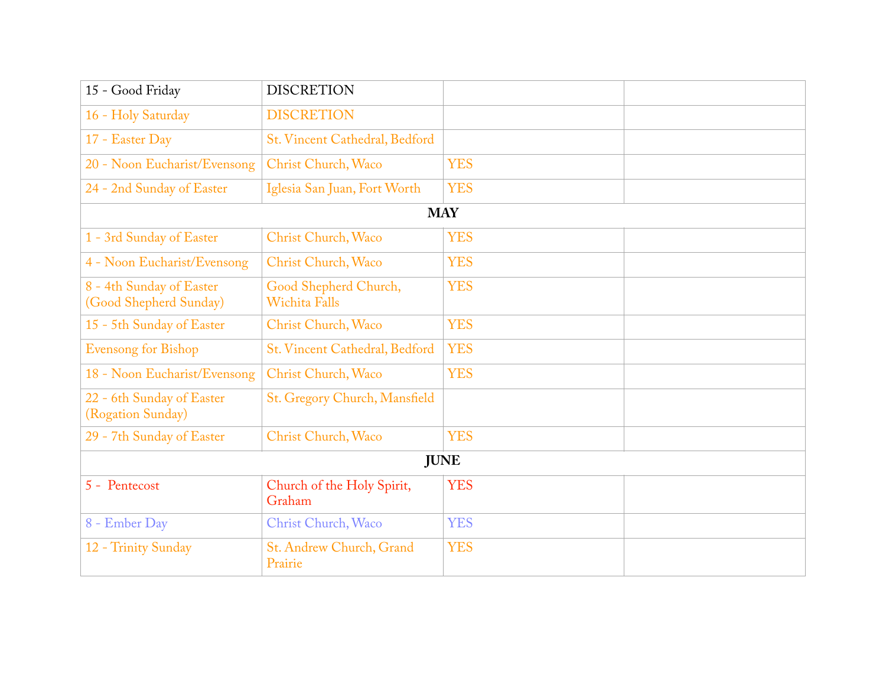| | | | |
|---|---|---|---|
| 15 - Good Friday | DISCRETION | | |
| 16 - Holy Saturday | DISCRETION | | |
| 17 - Easter Day | St. Vincent Cathedral, Bedford | | |
| 20 - Noon Eucharist/Evensong | Christ Church, Waco | YES | |
| 24 - 2nd Sunday of Easter | Iglesia San Juan, Fort Worth | YES | |
| **MAY** | | | |
| 1 - 3rd Sunday of Easter | Christ Church, Waco | YES | |
| 4 - Noon Eucharist/Evensong | Christ Church, Waco | YES | |
| 8 - 4th Sunday of Easter (Good Shepherd Sunday) | Good Shepherd Church, Wichita Falls | YES | |
| 15 - 5th Sunday of Easter | Christ Church, Waco | YES | |
| Evensong for Bishop | St. Vincent Cathedral, Bedford | YES | |
| 18 - Noon Eucharist/Evensong | Christ Church, Waco | YES | |
| 22 - 6th Sunday of Easter (Rogation Sunday) | St. Gregory Church, Mansfield | | |
| 29 - 7th Sunday of Easter | Christ Church, Waco | YES | |
| **JUNE** | | | |
| 5 - Pentecost | Church of the Holy Spirit, Graham | YES | |
| 8 - Ember Day | Christ Church, Waco | YES | |
| 12 - Trinity Sunday | St. Andrew Church, Grand Prairie | YES | |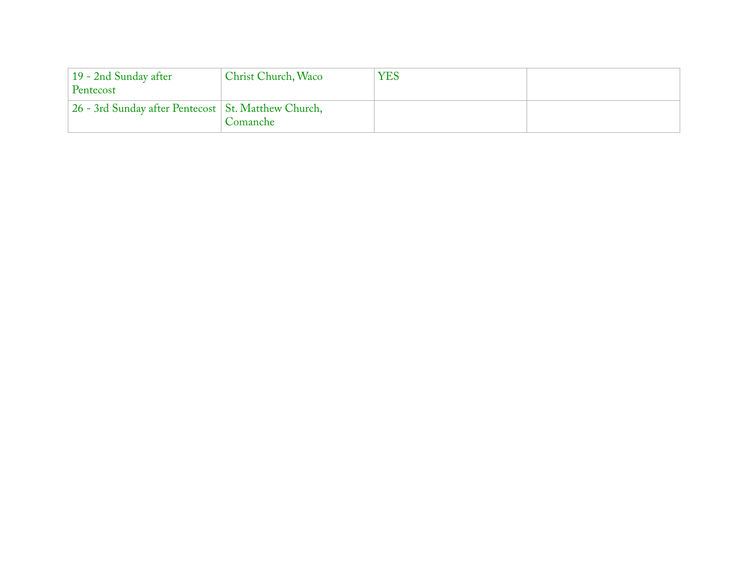| | | | |
|---|---|---|---|
| 19 - 2nd Sunday after Pentecost | Christ Church, Waco | YES | |
| 26 - 3rd Sunday after Pentecost | St. Matthew Church, Comanche | | |